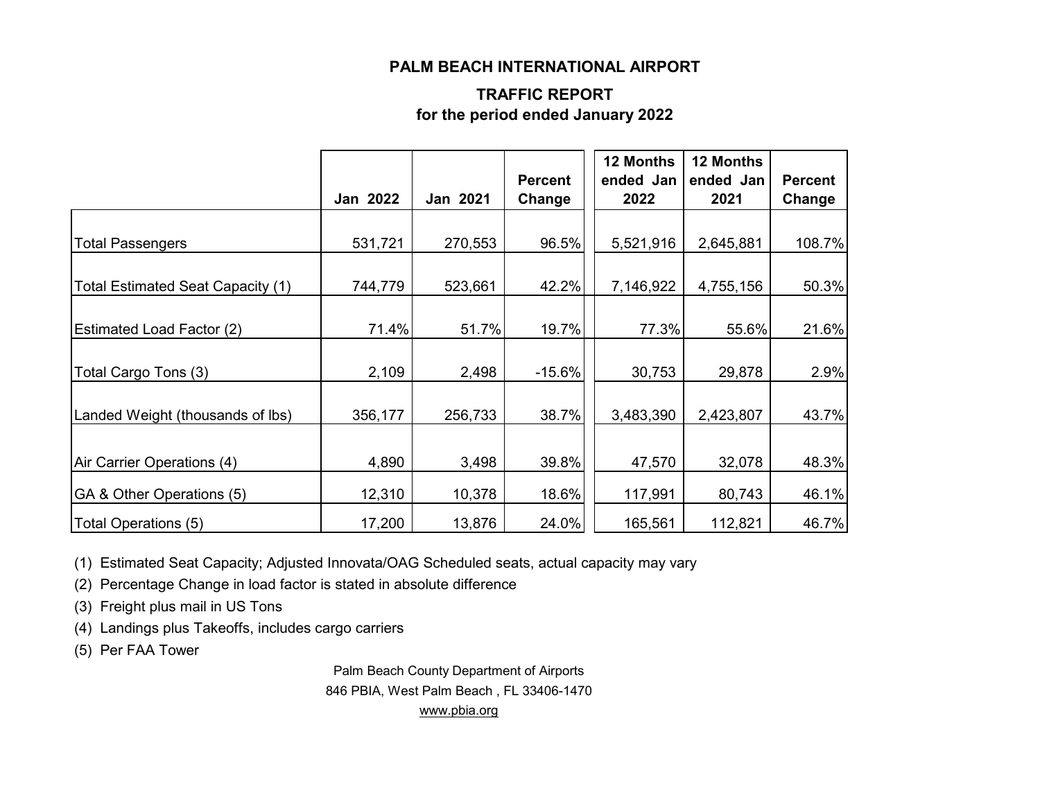# PALM BEACH INTERNATIONAL AIRPORT

## TRAFFIC REPORT
## for the period ended January 2022

| | Jan 2022 | Jan 2021 | Percent Change | 12 Months ended Jan 2022 | 12 Months ended Jan 2021 | Percent Change |
|---|---|---|---|---|---|---|
| Total Passengers | 531,721 | 270,553 | 96.5% | 5,521,916 | 2,645,881 | 108.7% |
| Total Estimated Seat Capacity (1) | 744,779 | 523,661 | 42.2% | 7,146,922 | 4,755,156 | 50.3% |
| Estimated Load Factor (2) | 71.4% | 51.7% | 19.7% | 77.3% | 55.6% | 21.6% |
| Total Cargo Tons (3) | 2,109 | 2,498 | -15.6% | 30,753 | 29,878 | 2.9% |
| Landed Weight (thousands of lbs) | 356,177 | 256,733 | 38.7% | 3,483,390 | 2,423,807 | 43.7% |
| Air Carrier Operations (4) | 4,890 | 3,498 | 39.8% | 47,570 | 32,078 | 48.3% |
| GA & Other Operations (5) | 12,310 | 10,378 | 18.6% | 117,991 | 80,743 | 46.1% |
| Total Operations (5) | 17,200 | 13,876 | 24.0% | 165,561 | 112,821 | 46.7% |

(1) Estimated Seat Capacity; Adjusted Innovata/OAG Scheduled seats, actual capacity may vary

(2) Percentage Change in load factor is stated in absolute difference

(3) Freight plus mail in US Tons

(4) Landings plus Takeoffs, includes cargo carriers

(5) Per FAA Tower

Palm Beach County Department of Airports
846 PBIA, West Palm Beach , FL 33406-1470
www.pbia.org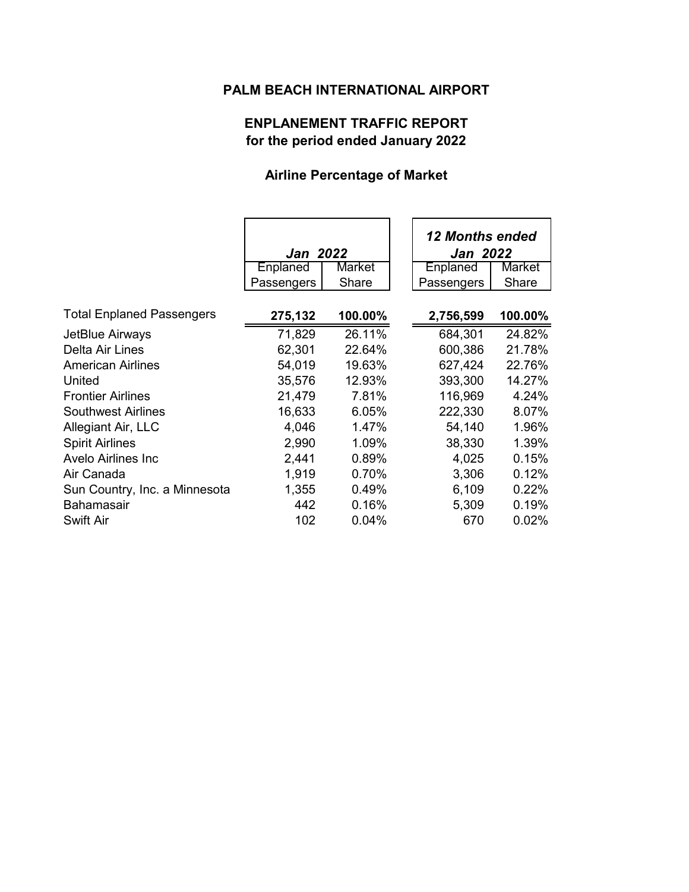## PALM BEACH INTERNATIONAL AIRPORT

### ENPLANEMENT TRAFFIC REPORT
### for the period ended January 2022

### Airline Percentage of Market

| | *Jan 2022* | | *12 Months ended Jan 2022* | |
|---|---|---|---|---|
| | Enplaned Passengers | Market Share | Enplaned Passengers | Market Share |
| Total Enplaned Passengers | **275,132** | **100.00%** | **2,756,599** | **100.00%** |
| JetBlue Airways | 71,829 | 26.11% | 684,301 | 24.82% |
| Delta Air Lines | 62,301 | 22.64% | 600,386 | 21.78% |
| American Airlines | 54,019 | 19.63% | 627,424 | 22.76% |
| United | 35,576 | 12.93% | 393,300 | 14.27% |
| Frontier Airlines | 21,479 | 7.81% | 116,969 | 4.24% |
| Southwest Airlines | 16,633 | 6.05% | 222,330 | 8.07% |
| Allegiant Air, LLC | 4,046 | 1.47% | 54,140 | 1.96% |
| Spirit Airlines | 2,990 | 1.09% | 38,330 | 1.39% |
| Avelo Airlines Inc | 2,441 | 0.89% | 4,025 | 0.15% |
| Air Canada | 1,919 | 0.70% | 3,306 | 0.12% |
| Sun Country, Inc. a Minnesota | 1,355 | 0.49% | 6,109 | 0.22% |
| Bahamasair | 442 | 0.16% | 5,309 | 0.19% |
| Swift Air | 102 | 0.04% | 670 | 0.02% |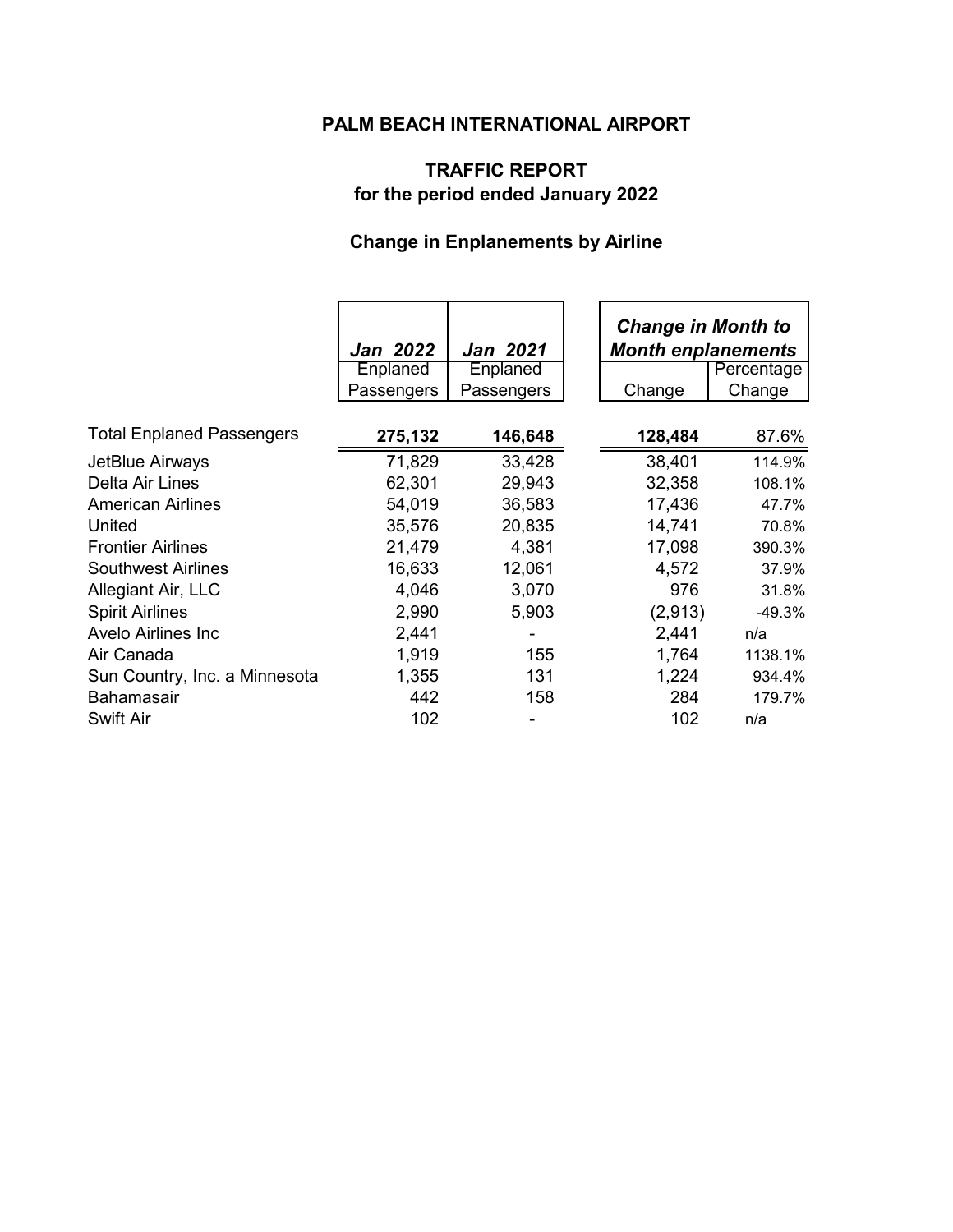# PALM BEACH INTERNATIONAL AIRPORT

## TRAFFIC REPORT
## for the period ended January 2022

### Change in Enplanements by Airline

| | *Jan 2022* | *Jan 2021* | *Change in Month to Month enplanements* | |
|---|---|---|---|---|
| | Enplaned Passengers | Enplaned Passengers | Change | Percentage Change |
| Total Enplaned Passengers | **275,132** | **146,648** | **128,484** | 87.6% |
| JetBlue Airways | 71,829 | 33,428 | 38,401 | 114.9% |
| Delta Air Lines | 62,301 | 29,943 | 32,358 | 108.1% |
| American Airlines | 54,019 | 36,583 | 17,436 | 47.7% |
| United | 35,576 | 20,835 | 14,741 | 70.8% |
| Frontier Airlines | 21,479 | 4,381 | 17,098 | 390.3% |
| Southwest Airlines | 16,633 | 12,061 | 4,572 | 37.9% |
| Allegiant Air, LLC | 4,046 | 3,070 | 976 | 31.8% |
| Spirit Airlines | 2,990 | 5,903 | (2,913) | -49.3% |
| Avelo Airlines Inc | 2,441 | - | 2,441 | n/a |
| Air Canada | 1,919 | 155 | 1,764 | 1138.1% |
| Sun Country, Inc. a Minnesota | 1,355 | 131 | 1,224 | 934.4% |
| Bahamasair | 442 | 158 | 284 | 179.7% |
| Swift Air | 102 | - | 102 | n/a |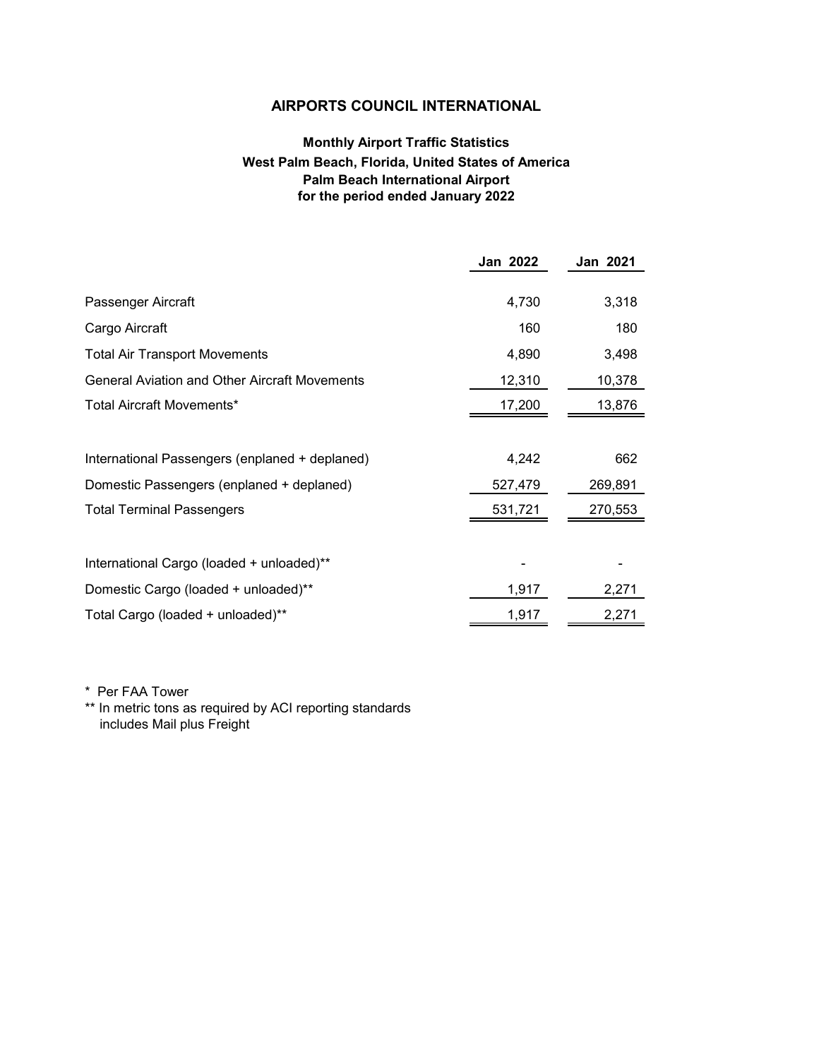# AIRPORTS COUNCIL INTERNATIONAL

## Monthly Airport Traffic Statistics
### West Palm Beach, Florida, United States of America
### Palm Beach International Airport
### for the period ended January 2022

| | Jan 2022 | Jan 2021 |
|---|---|---|
| Passenger Aircraft | 4,730 | 3,318 |
| Cargo Aircraft | 160 | 180 |
| Total Air Transport Movements | 4,890 | 3,498 |
| General Aviation and Other Aircraft Movements | 12,310 | 10,378 |
| Total Aircraft Movements* | 17,200 | 13,876 |
| | | |
| International Passengers (enplaned + deplaned) | 4,242 | 662 |
| Domestic Passengers (enplaned + deplaned) | 527,479 | 269,891 |
| Total Terminal Passengers | 531,721 | 270,553 |
| | | |
| International Cargo (loaded + unloaded)** | - | - |
| Domestic Cargo (loaded + unloaded)** | 1,917 | 2,271 |
| Total Cargo (loaded + unloaded)** | 1,917 | 2,271 |

* Per FAA Tower

** In metric tons as required by ACI reporting standards includes Mail plus Freight